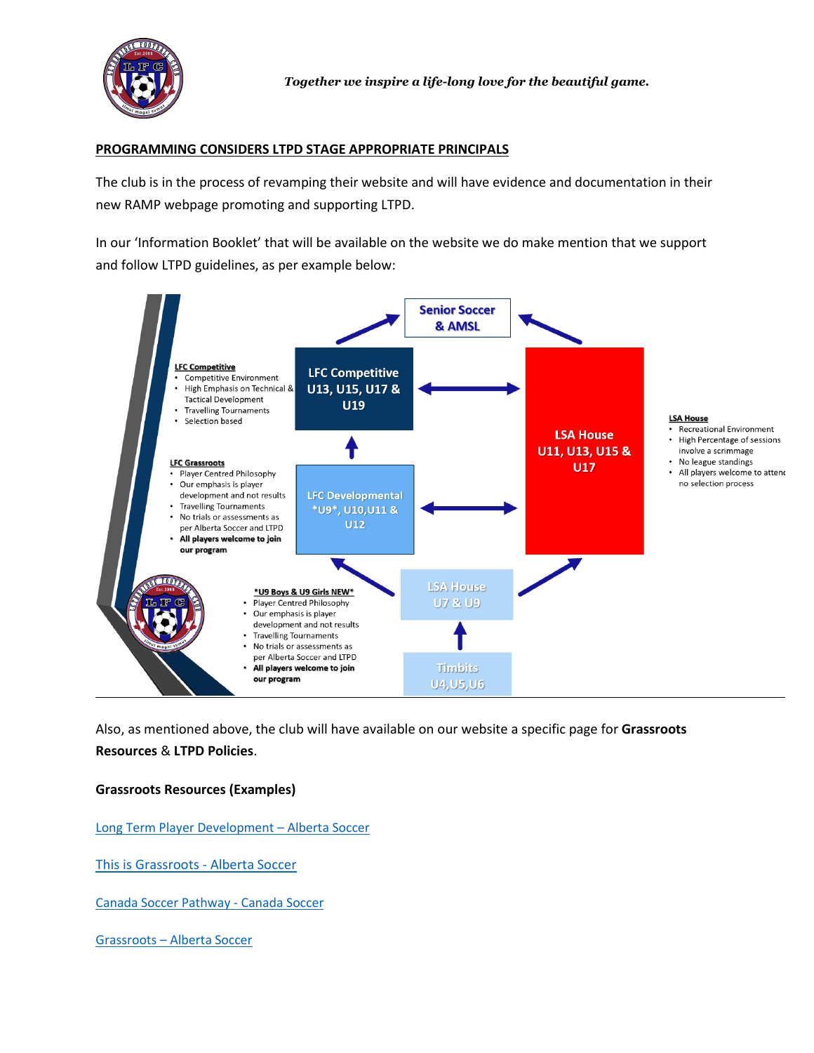*Together we inspire a life-long love for the beautiful game.*

## PROGRAMMING CONSIDERS LTPD STAGE APPROPRIATE PRINCIPALS

The club is in the process of revamping their website and will have evidence and documentation in their new RAMP webpage promoting and supporting LTPD.

In our 'Information Booklet' that will be available on the website we do make mention that we support and follow LTPD guidelines, as per example below:

**Senior Soccer & AMSL**

**LFC Competitive U13, U15, U17 & U19**

**LFC Developmental \*U9\*, U10, U11 & U12**

**LSA House U11, U13, U15 & U17**

**LSA House U7 & U9**

**Timbits U4, U5, U6**

**LFC Competitive**
- Competitive Environment
- High Emphasis on Technical & Tactical Development
- Travelling Tournaments
- Selection based

**LFC Grassroots**
- Player Centred Philosophy
- Our emphasis is player development and not results
- Travelling Tournaments
- No trials or assessments as per Alberta Soccer and LTPD
- **All players welcome to join our program**

**\*U9 Boys & U9 Girls NEW\***
- Player Centred Philosophy
- Our emphasis is player development and not results
- Travelling Tournaments
- No trials or assessments as per Alberta Soccer and LTPD
- **All players welcome to join our program**

**LSA House**
- Recreational Environment
- High Percentage of sessions involve a scrimmage
- No league standings
- All players welcome to attend no selection process

Also, as mentioned above, the club will have available on our website a specific page for **Grassroots Resources** & **LTPD Policies**.

**Grassroots Resources (Examples)**

Long Term Player Development – Alberta Soccer

This is Grassroots - Alberta Soccer

Canada Soccer Pathway - Canada Soccer

Grassroots – Alberta Soccer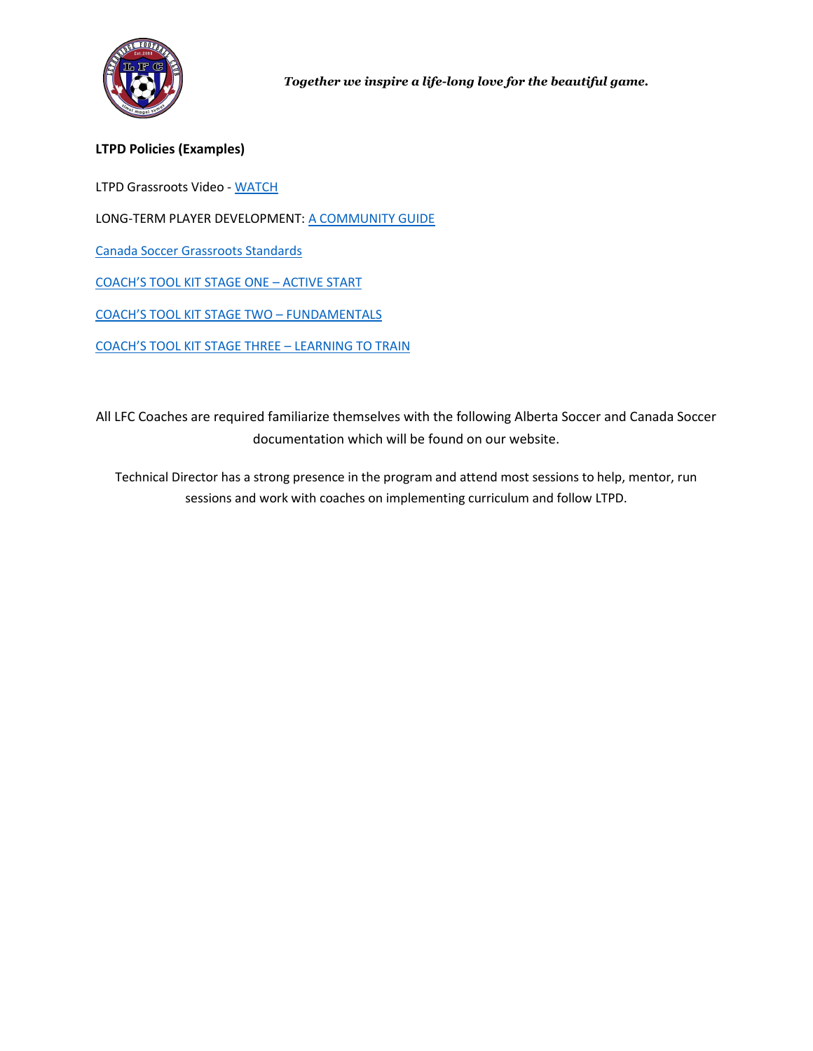*Together we inspire a life-long love for the beautiful game.*

**LTPD Policies (Examples)**

LTPD Grassroots Video - WATCH

LONG-TERM PLAYER DEVELOPMENT: A COMMUNITY GUIDE

Canada Soccer Grassroots Standards

COACH'S TOOL KIT STAGE ONE – ACTIVE START

COACH'S TOOL KIT STAGE TWO – FUNDAMENTALS

COACH'S TOOL KIT STAGE THREE – LEARNING TO TRAIN

All LFC Coaches are required familiarize themselves with the following Alberta Soccer and Canada Soccer documentation which will be found on our website.

Technical Director has a strong presence in the program and attend most sessions to help, mentor, run sessions and work with coaches on implementing curriculum and follow LTPD.